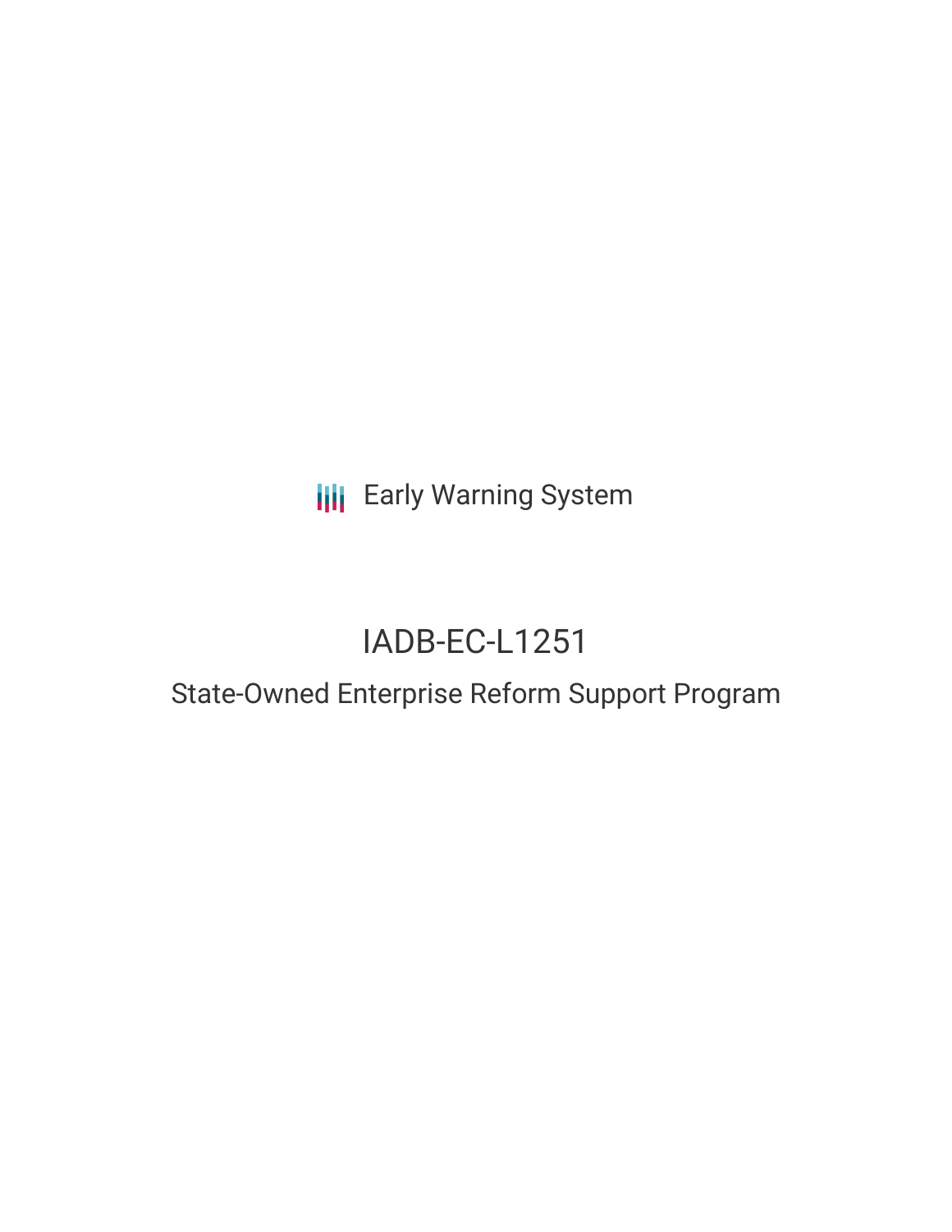Early Warning System

# IADB-EC-L1251

## State-Owned Enterprise Reform Support Program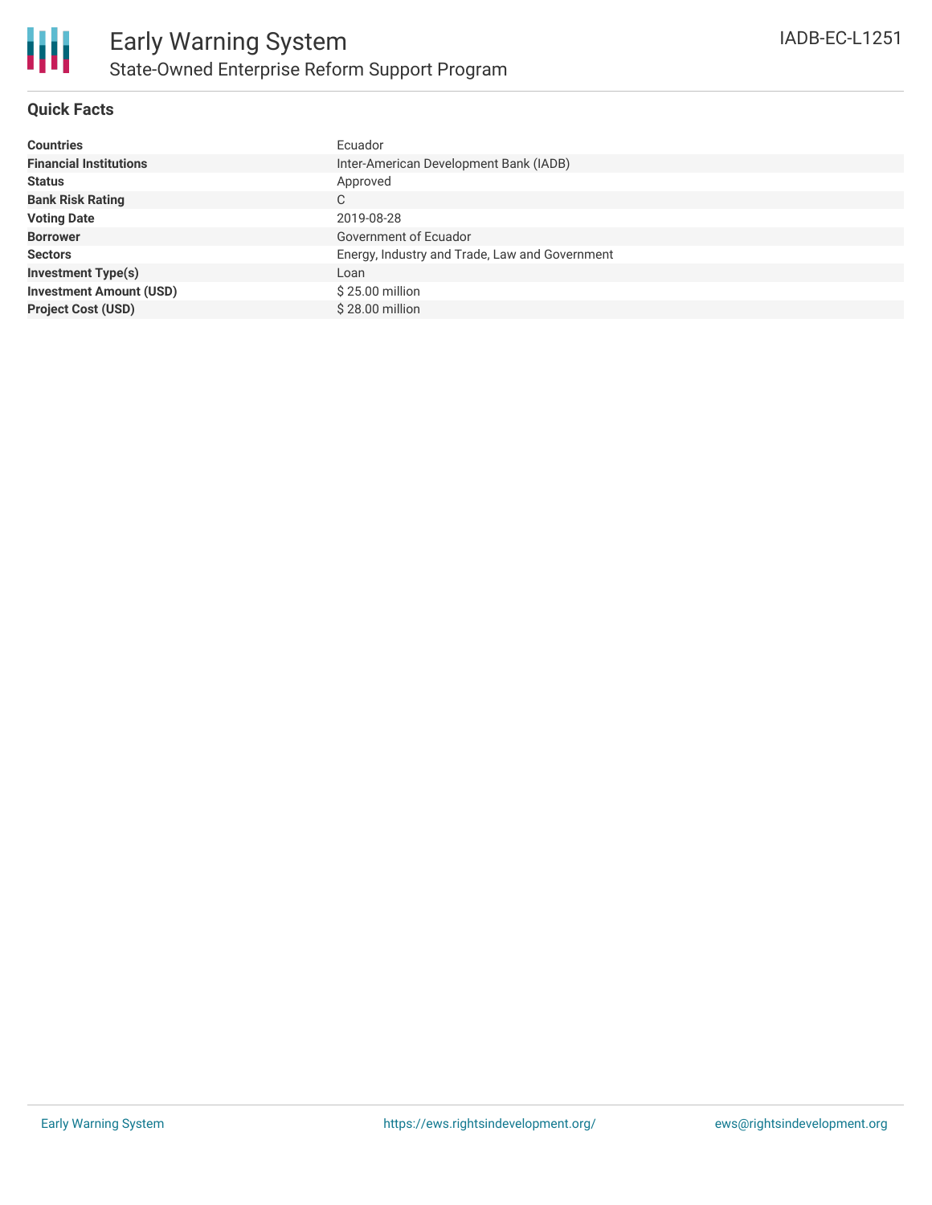# Early Warning System

## State-Owned Enterprise Reform Support Program

IADB-EC-L1251

### Quick Facts

| | |
|---|---|
| **Countries** | Ecuador |
| **Financial Institutions** | Inter-American Development Bank (IADB) |
| **Status** | Approved |
| **Bank Risk Rating** | C |
| **Voting Date** | 2019-08-28 |
| **Borrower** | Government of Ecuador |
| **Sectors** | Energy, Industry and Trade, Law and Government |
| **Investment Type(s)** | Loan |
| **Investment Amount (USD)** | $ 25.00 million |
| **Project Cost (USD)** | $ 28.00 million |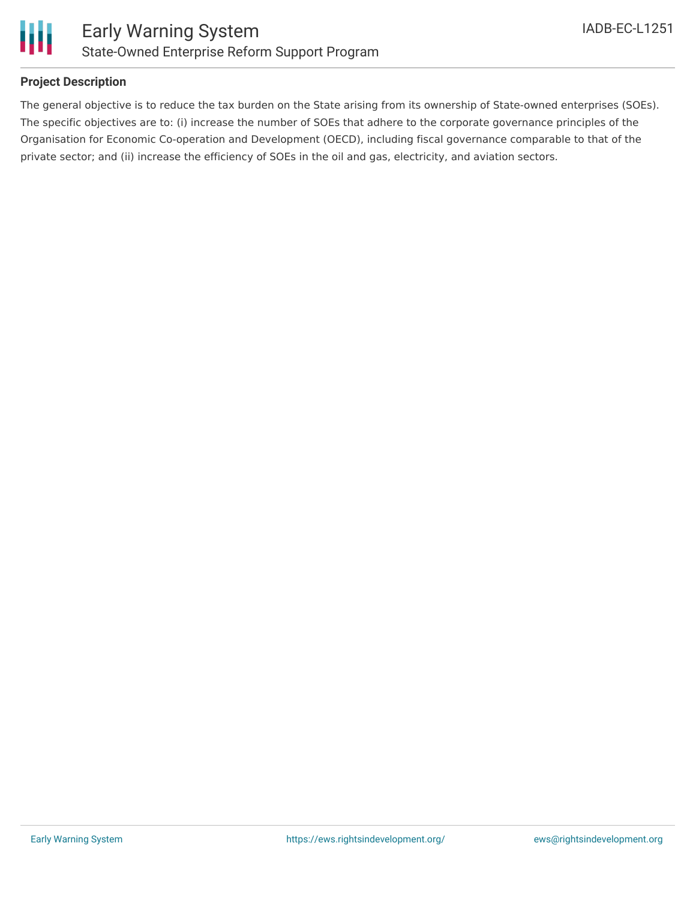## Project Description

The general objective is to reduce the tax burden on the State arising from its ownership of State-owned enterprises (SOEs). The specific objectives are to: (i) increase the number of SOEs that adhere to the corporate governance principles of the Organisation for Economic Co-operation and Development (OECD), including fiscal governance comparable to that of the private sector; and (ii) increase the efficiency of SOEs in the oil and gas, electricity, and aviation sectors.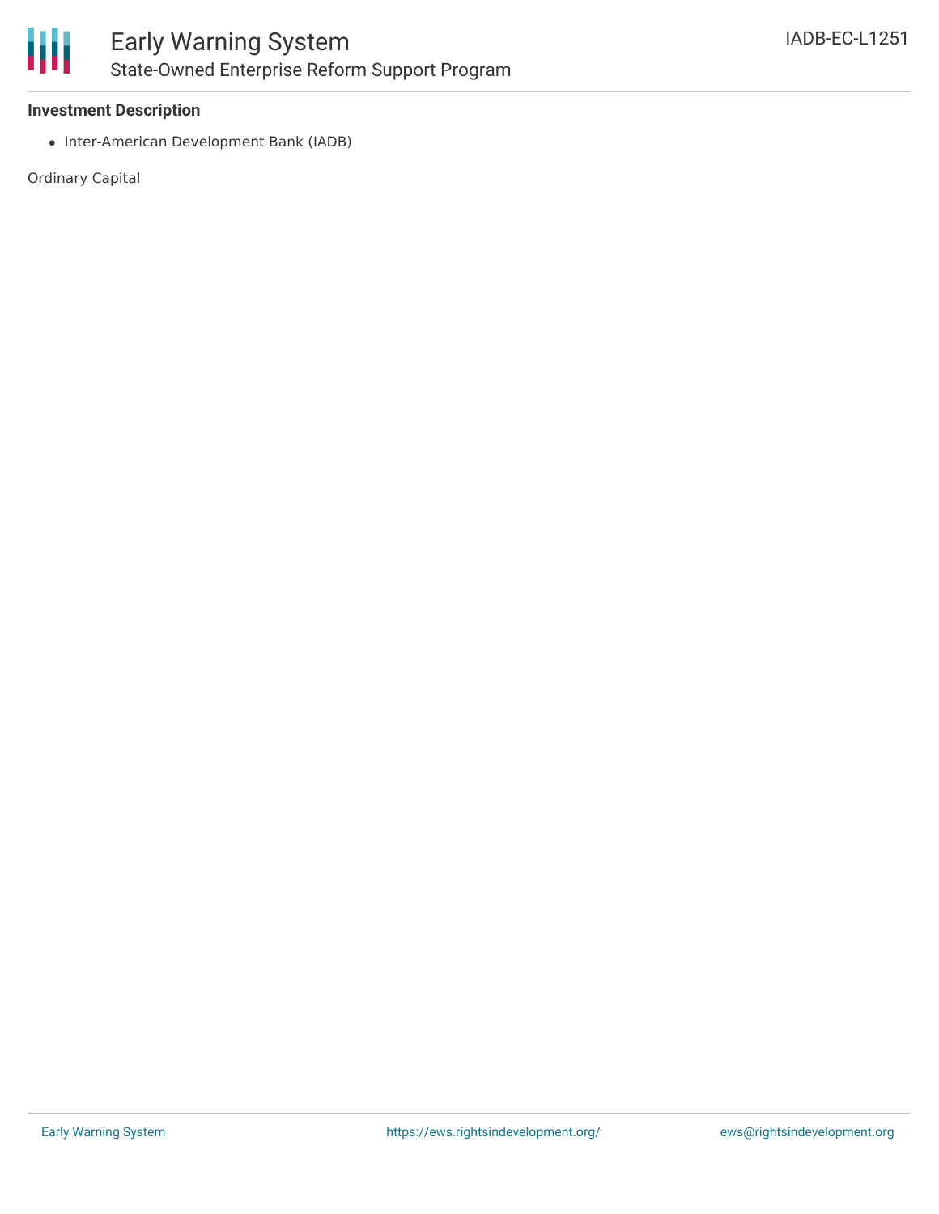**Investment Description**

- Inter-American Development Bank (IADB)

Ordinary Capital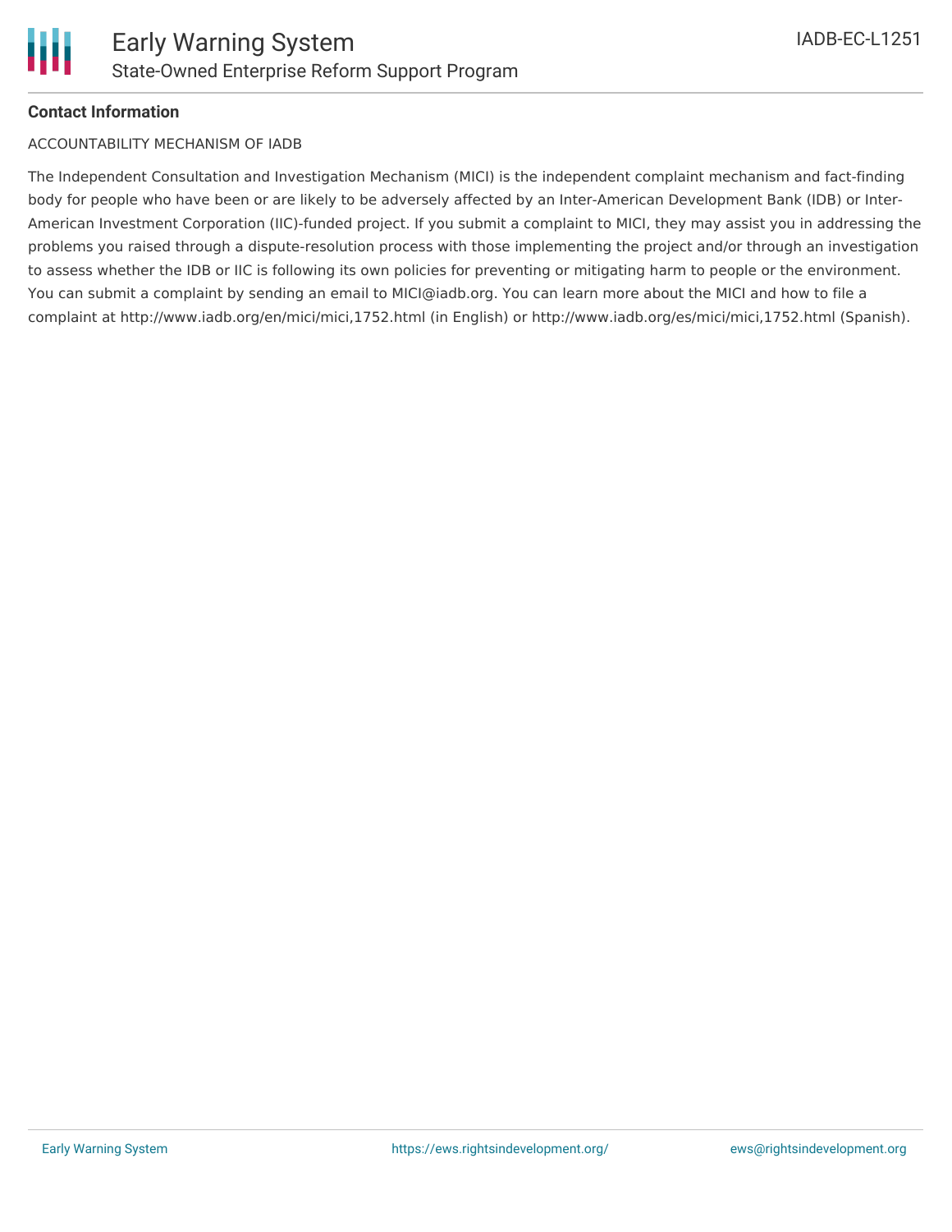**Contact Information**

ACCOUNTABILITY MECHANISM OF IADB

The Independent Consultation and Investigation Mechanism (MICI) is the independent complaint mechanism and fact-finding body for people who have been or are likely to be adversely affected by an Inter-American Development Bank (IDB) or Inter-American Investment Corporation (IIC)-funded project. If you submit a complaint to MICI, they may assist you in addressing the problems you raised through a dispute-resolution process with those implementing the project and/or through an investigation to assess whether the IDB or IIC is following its own policies for preventing or mitigating harm to people or the environment. You can submit a complaint by sending an email to MICI@iadb.org. You can learn more about the MICI and how to file a complaint at http://www.iadb.org/en/mici/mici,1752.html (in English) or http://www.iadb.org/es/mici/mici,1752.html (Spanish).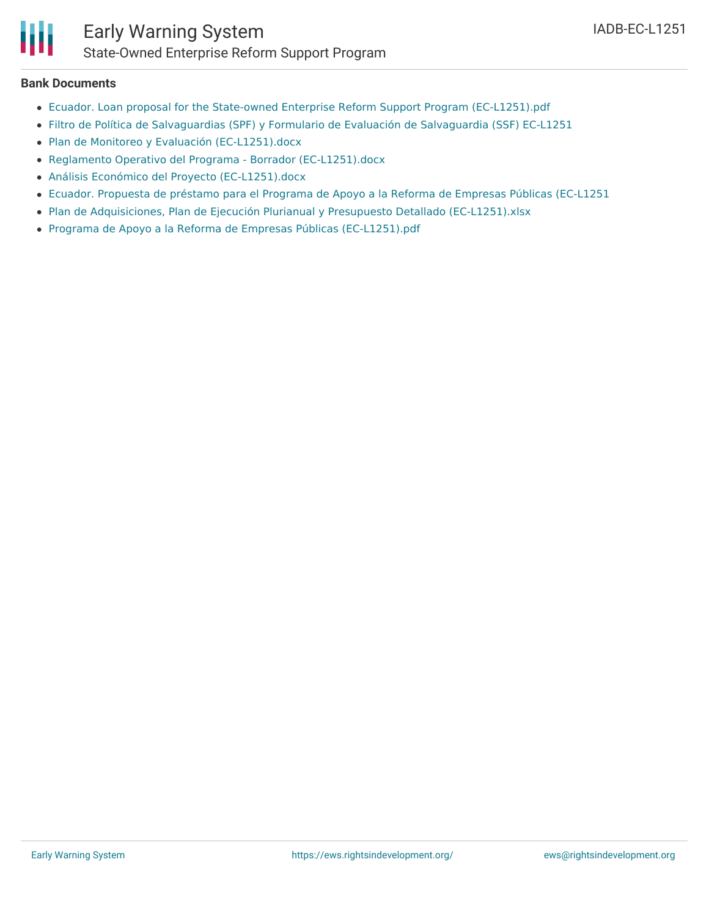### Bank Documents

- Ecuador. Loan proposal for the State-owned Enterprise Reform Support Program (EC-L1251).pdf
- Filtro de Política de Salvaguardias (SPF) y Formulario de Evaluación de Salvaguardia (SSF) EC-L1251
- Plan de Monitoreo y Evaluación (EC-L1251).docx
- Reglamento Operativo del Programa - Borrador (EC-L1251).docx
- Análisis Económico del Proyecto (EC-L1251).docx
- Ecuador. Propuesta de préstamo para el Programa de Apoyo a la Reforma de Empresas Públicas (EC-L1251
- Plan de Adquisiciones, Plan de Ejecución Plurianual y Presupuesto Detallado (EC-L1251).xlsx
- Programa de Apoyo a la Reforma de Empresas Públicas (EC-L1251).pdf